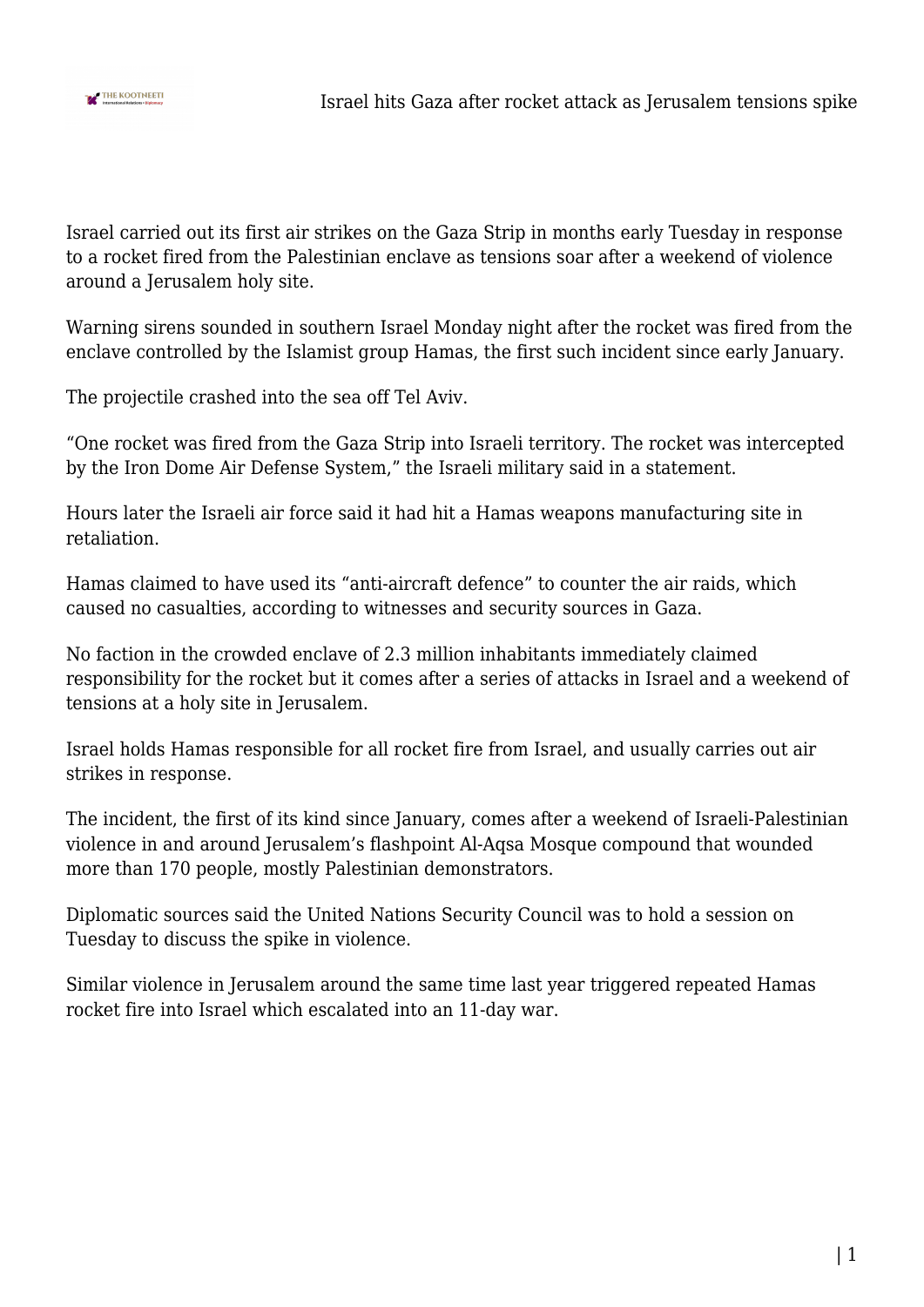# Israel hits Gaza after rocket attack as Jerusalem tensions spike

Israel carried out its first air strikes on the Gaza Strip in months early Tuesday in response to a rocket fired from the Palestinian enclave as tensions soar after a weekend of violence around a Jerusalem holy site.

Warning sirens sounded in southern Israel Monday night after the rocket was fired from the enclave controlled by the Islamist group Hamas, the first such incident since early January.

The projectile crashed into the sea off Tel Aviv.

“One rocket was fired from the Gaza Strip into Israeli territory. The rocket was intercepted by the Iron Dome Air Defense System,” the Israeli military said in a statement.

Hours later the Israeli air force said it had hit a Hamas weapons manufacturing site in retaliation.

Hamas claimed to have used its “anti-aircraft defence” to counter the air raids, which caused no casualties, according to witnesses and security sources in Gaza.

No faction in the crowded enclave of 2.3 million inhabitants immediately claimed responsibility for the rocket but it comes after a series of attacks in Israel and a weekend of tensions at a holy site in Jerusalem.

Israel holds Hamas responsible for all rocket fire from Israel, and usually carries out air strikes in response.

The incident, the first of its kind since January, comes after a weekend of Israeli-Palestinian violence in and around Jerusalem’s flashpoint Al-Aqsa Mosque compound that wounded more than 170 people, mostly Palestinian demonstrators.

Diplomatic sources said the United Nations Security Council was to hold a session on Tuesday to discuss the spike in violence.

Similar violence in Jerusalem around the same time last year triggered repeated Hamas rocket fire into Israel which escalated into an 11-day war.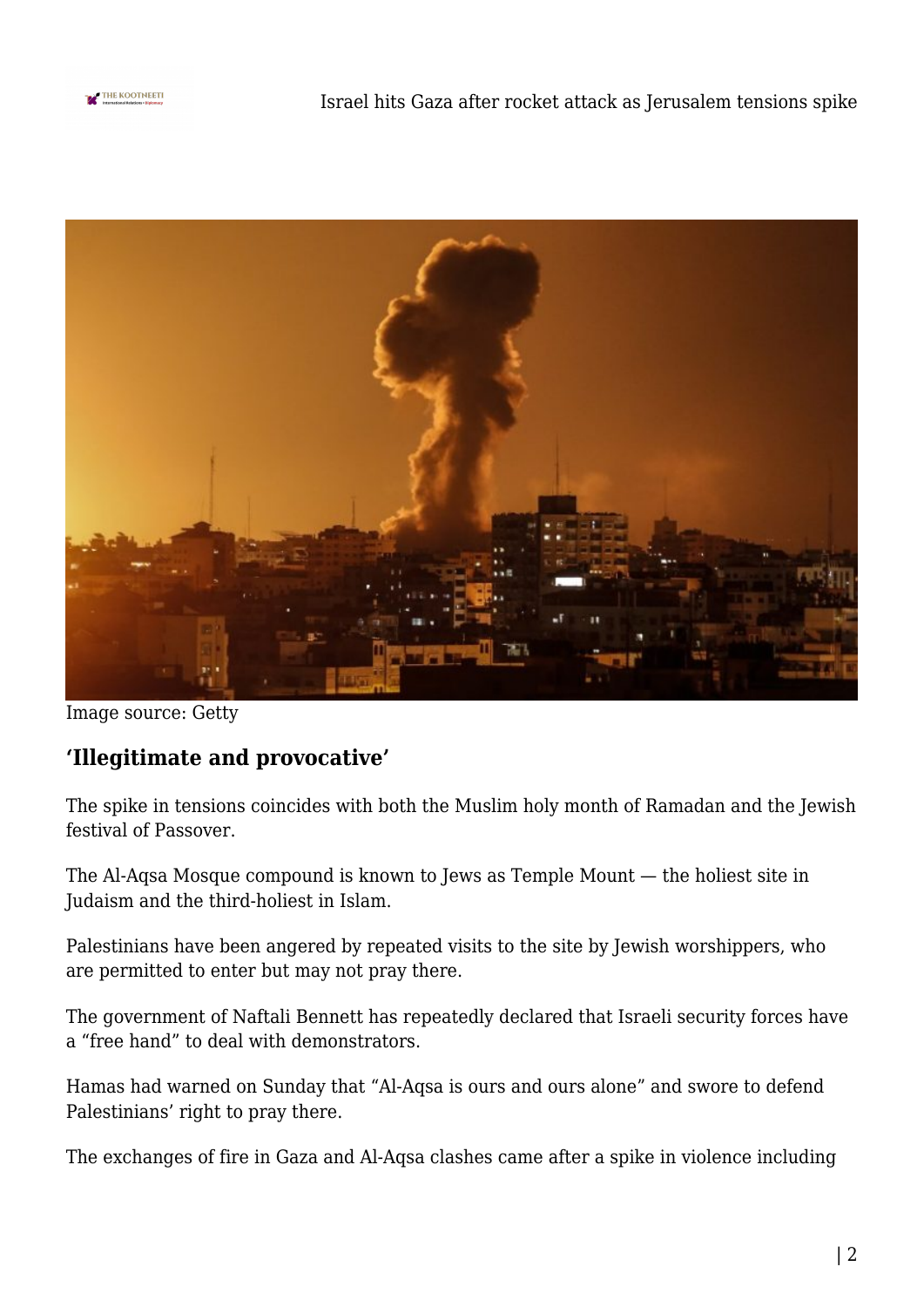Image source: Getty

## 'Illegitimate and provocative'

The spike in tensions coincides with both the Muslim holy month of Ramadan and the Jewish festival of Passover.

The Al-Aqsa Mosque compound is known to Jews as Temple Mount — the holiest site in Judaism and the third-holiest in Islam.

Palestinians have been angered by repeated visits to the site by Jewish worshippers, who are permitted to enter but may not pray there.

The government of Naftali Bennett has repeatedly declared that Israeli security forces have a "free hand" to deal with demonstrators.

Hamas had warned on Sunday that "Al-Aqsa is ours and ours alone" and swore to defend Palestinians' right to pray there.

The exchanges of fire in Gaza and Al-Aqsa clashes came after a spike in violence including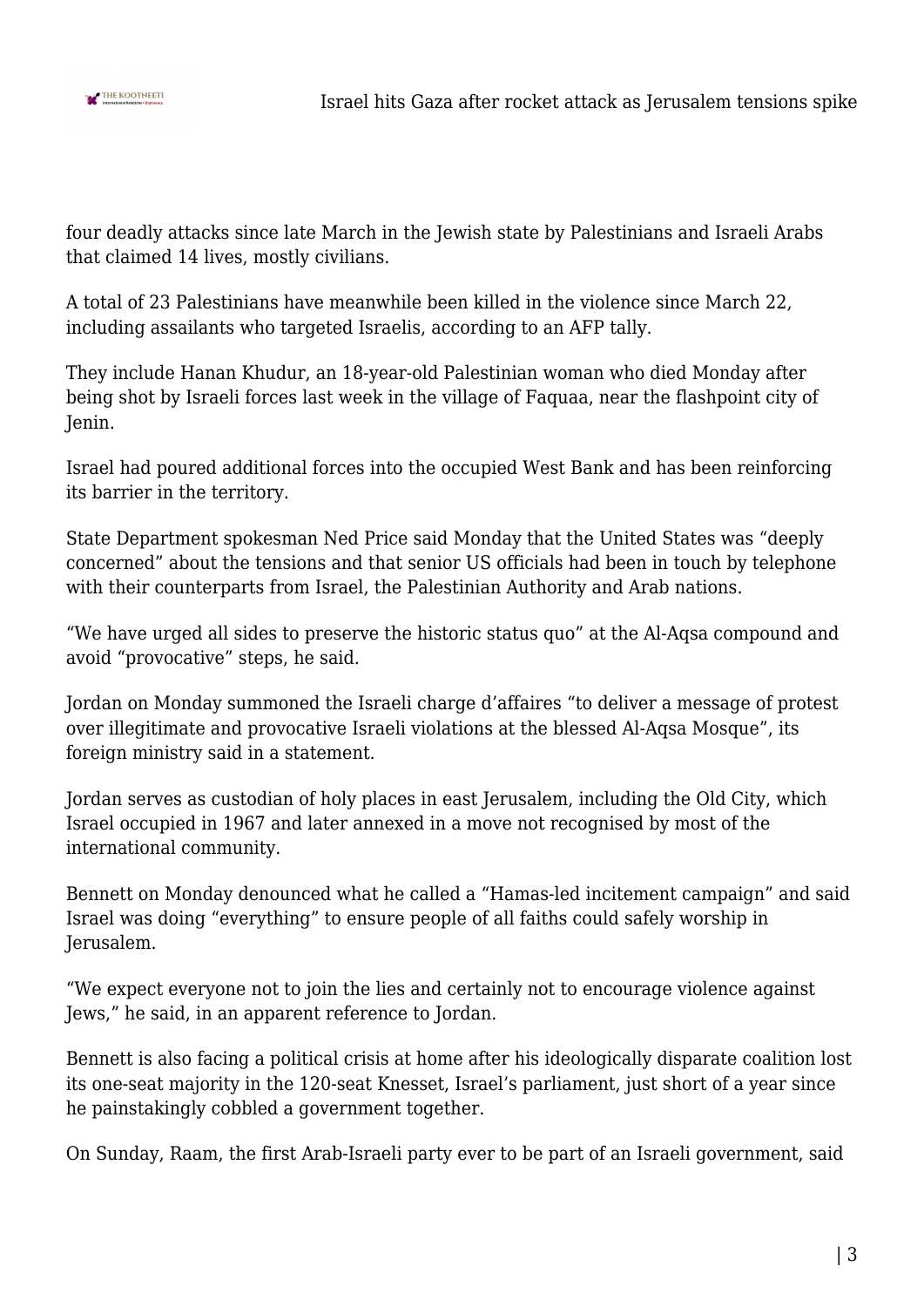four deadly attacks since late March in the Jewish state by Palestinians and Israeli Arabs that claimed 14 lives, mostly civilians.

A total of 23 Palestinians have meanwhile been killed in the violence since March 22, including assailants who targeted Israelis, according to an AFP tally.

They include Hanan Khudur, an 18-year-old Palestinian woman who died Monday after being shot by Israeli forces last week in the village of Faquaa, near the flashpoint city of Jenin.

Israel had poured additional forces into the occupied West Bank and has been reinforcing its barrier in the territory.

State Department spokesman Ned Price said Monday that the United States was "deeply concerned" about the tensions and that senior US officials had been in touch by telephone with their counterparts from Israel, the Palestinian Authority and Arab nations.

"We have urged all sides to preserve the historic status quo" at the Al-Aqsa compound and avoid "provocative" steps, he said.

Jordan on Monday summoned the Israeli charge d'affaires "to deliver a message of protest over illegitimate and provocative Israeli violations at the blessed Al-Aqsa Mosque", its foreign ministry said in a statement.

Jordan serves as custodian of holy places in east Jerusalem, including the Old City, which Israel occupied in 1967 and later annexed in a move not recognised by most of the international community.

Bennett on Monday denounced what he called a "Hamas-led incitement campaign" and said Israel was doing "everything" to ensure people of all faiths could safely worship in Jerusalem.

"We expect everyone not to join the lies and certainly not to encourage violence against Jews," he said, in an apparent reference to Jordan.

Bennett is also facing a political crisis at home after his ideologically disparate coalition lost its one-seat majority in the 120-seat Knesset, Israel's parliament, just short of a year since he painstakingly cobbled a government together.

On Sunday, Raam, the first Arab-Israeli party ever to be part of an Israeli government, said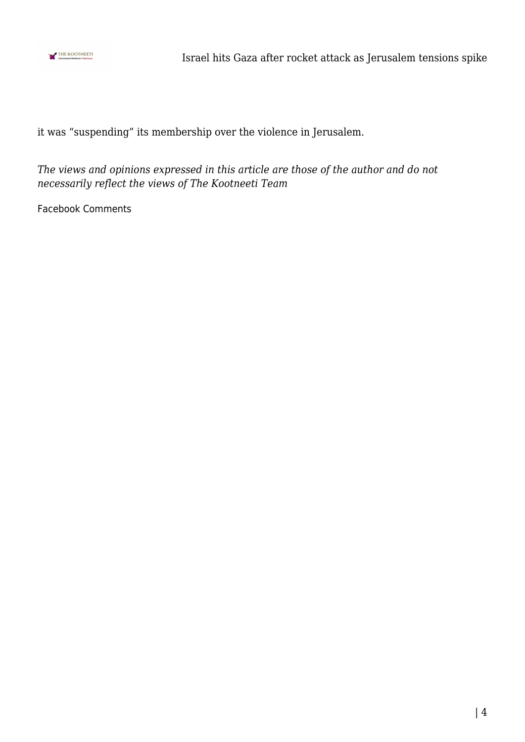it was “suspending” its membership over the violence in Jerusalem.

*The views and opinions expressed in this article are those of the author and do not necessarily reflect the views of The Kootneeti Team*

Facebook Comments